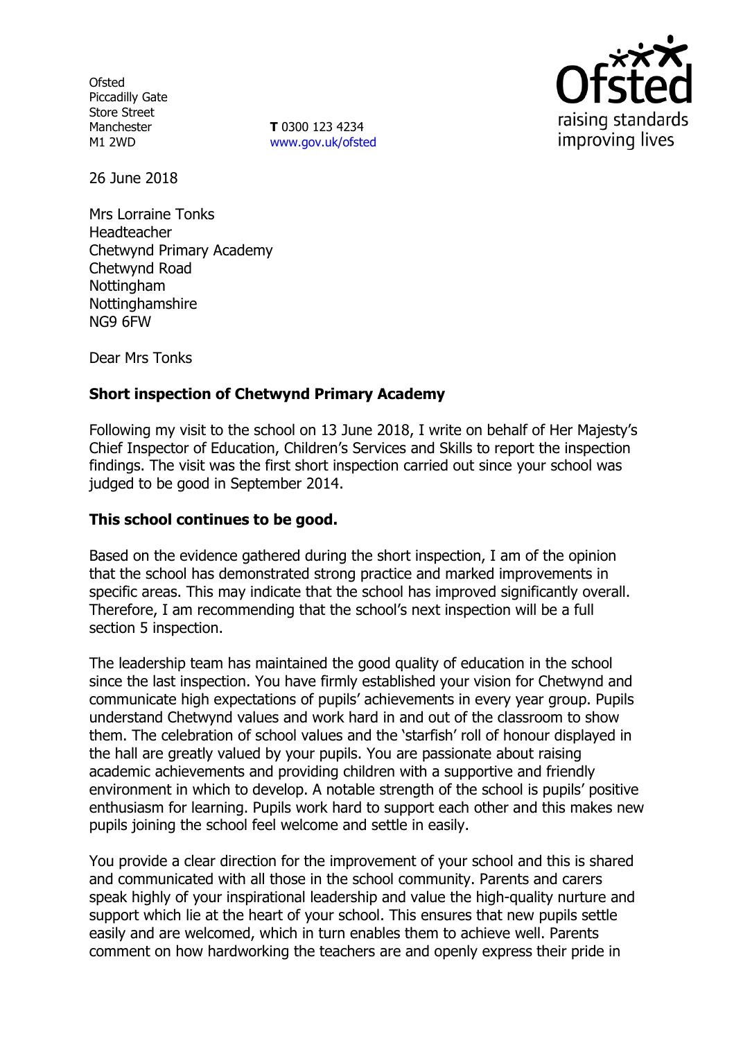Ofsted
Piccadilly Gate
Store Street
Manchester
M1 2WD

**T** 0300 123 4234
www.gov.uk/ofsted

26 June 2018

Mrs Lorraine Tonks
Headteacher
Chetwynd Primary Academy
Chetwynd Road
Nottingham
Nottinghamshire
NG9 6FW

Dear Mrs Tonks

**Short inspection of Chetwynd Primary Academy**

Following my visit to the school on 13 June 2018, I write on behalf of Her Majesty's Chief Inspector of Education, Children's Services and Skills to report the inspection findings. The visit was the first short inspection carried out since your school was judged to be good in September 2014.

**This school continues to be good.**

Based on the evidence gathered during the short inspection, I am of the opinion that the school has demonstrated strong practice and marked improvements in specific areas. This may indicate that the school has improved significantly overall. Therefore, I am recommending that the school's next inspection will be a full section 5 inspection.

The leadership team has maintained the good quality of education in the school since the last inspection. You have firmly established your vision for Chetwynd and communicate high expectations of pupils' achievements in every year group. Pupils understand Chetwynd values and work hard in and out of the classroom to show them. The celebration of school values and the 'starfish' roll of honour displayed in the hall are greatly valued by your pupils. You are passionate about raising academic achievements and providing children with a supportive and friendly environment in which to develop. A notable strength of the school is pupils' positive enthusiasm for learning. Pupils work hard to support each other and this makes new pupils joining the school feel welcome and settle in easily.

You provide a clear direction for the improvement of your school and this is shared and communicated with all those in the school community. Parents and carers speak highly of your inspirational leadership and value the high-quality nurture and support which lie at the heart of your school. This ensures that new pupils settle easily and are welcomed, which in turn enables them to achieve well. Parents comment on how hardworking the teachers are and openly express their pride in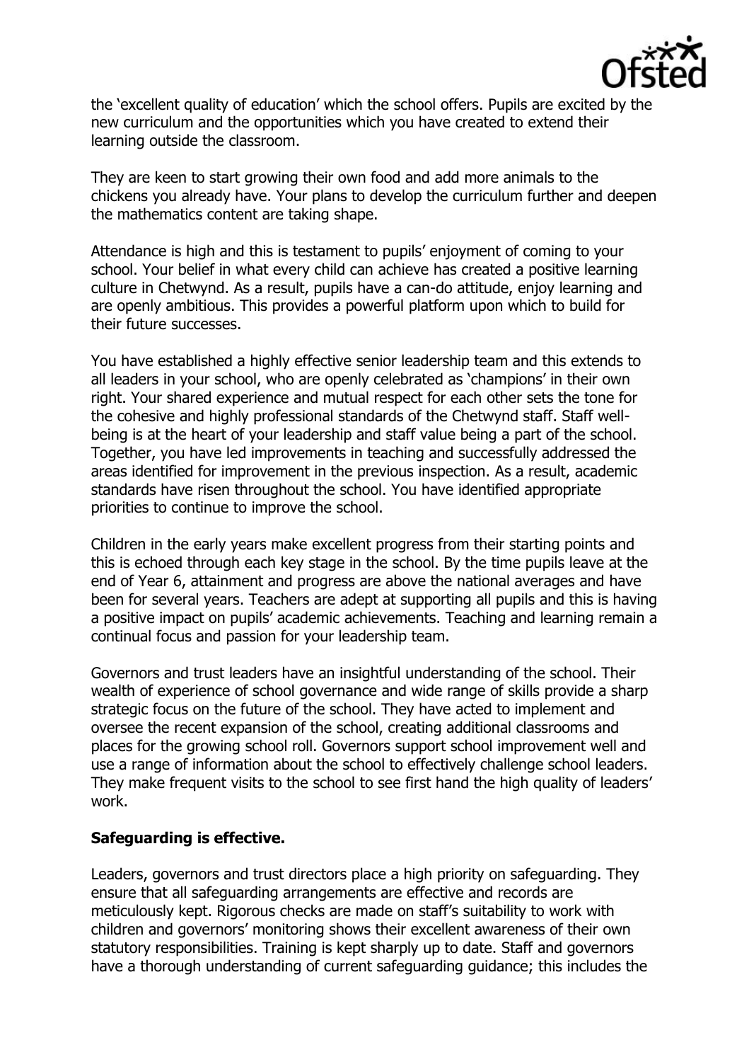the 'excellent quality of education' which the school offers. Pupils are excited by the new curriculum and the opportunities which you have created to extend their learning outside the classroom.

They are keen to start growing their own food and add more animals to the chickens you already have. Your plans to develop the curriculum further and deepen the mathematics content are taking shape.

Attendance is high and this is testament to pupils' enjoyment of coming to your school. Your belief in what every child can achieve has created a positive learning culture in Chetwynd. As a result, pupils have a can-do attitude, enjoy learning and are openly ambitious. This provides a powerful platform upon which to build for their future successes.

You have established a highly effective senior leadership team and this extends to all leaders in your school, who are openly celebrated as 'champions' in their own right. Your shared experience and mutual respect for each other sets the tone for the cohesive and highly professional standards of the Chetwynd staff. Staff well-being is at the heart of your leadership and staff value being a part of the school. Together, you have led improvements in teaching and successfully addressed the areas identified for improvement in the previous inspection. As a result, academic standards have risen throughout the school. You have identified appropriate priorities to continue to improve the school.

Children in the early years make excellent progress from their starting points and this is echoed through each key stage in the school. By the time pupils leave at the end of Year 6, attainment and progress are above the national averages and have been for several years. Teachers are adept at supporting all pupils and this is having a positive impact on pupils' academic achievements. Teaching and learning remain a continual focus and passion for your leadership team.

Governors and trust leaders have an insightful understanding of the school. Their wealth of experience of school governance and wide range of skills provide a sharp strategic focus on the future of the school. They have acted to implement and oversee the recent expansion of the school, creating additional classrooms and places for the growing school roll. Governors support school improvement well and use a range of information about the school to effectively challenge school leaders. They make frequent visits to the school to see first hand the high quality of leaders' work.

## Safeguarding is effective.

Leaders, governors and trust directors place a high priority on safeguarding. They ensure that all safeguarding arrangements are effective and records are meticulously kept. Rigorous checks are made on staff's suitability to work with children and governors' monitoring shows their excellent awareness of their own statutory responsibilities. Training is kept sharply up to date. Staff and governors have a thorough understanding of current safeguarding guidance; this includes the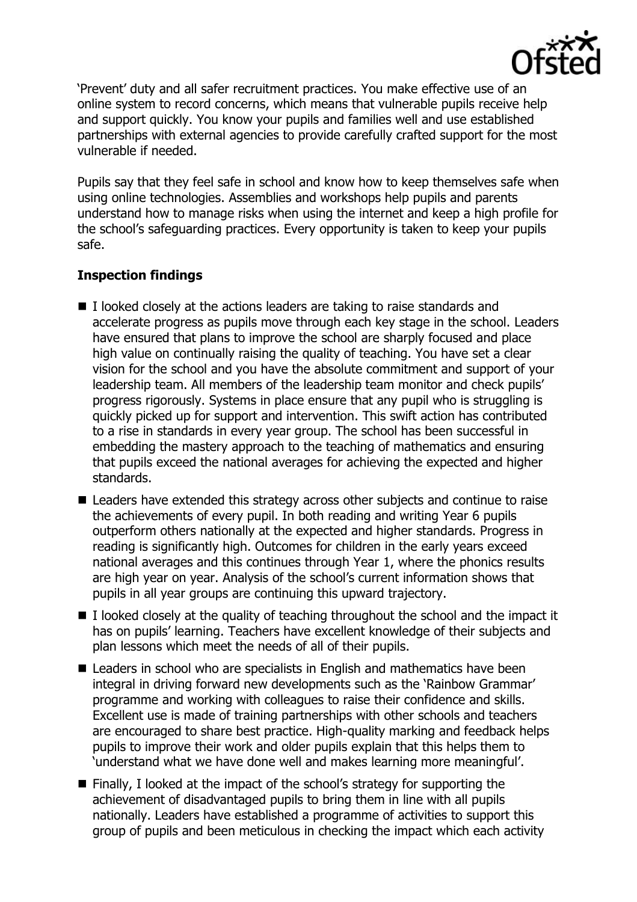'Prevent' duty and all safer recruitment practices. You make effective use of an online system to record concerns, which means that vulnerable pupils receive help and support quickly. You know your pupils and families well and use established partnerships with external agencies to provide carefully crafted support for the most vulnerable if needed.

Pupils say that they feel safe in school and know how to keep themselves safe when using online technologies. Assemblies and workshops help pupils and parents understand how to manage risks when using the internet and keep a high profile for the school's safeguarding practices. Every opportunity is taken to keep your pupils safe.

**Inspection findings**

- I looked closely at the actions leaders are taking to raise standards and accelerate progress as pupils move through each key stage in the school. Leaders have ensured that plans to improve the school are sharply focused and place high value on continually raising the quality of teaching. You have set a clear vision for the school and you have the absolute commitment and support of your leadership team. All members of the leadership team monitor and check pupils' progress rigorously. Systems in place ensure that any pupil who is struggling is quickly picked up for support and intervention. This swift action has contributed to a rise in standards in every year group. The school has been successful in embedding the mastery approach to the teaching of mathematics and ensuring that pupils exceed the national averages for achieving the expected and higher standards.
- Leaders have extended this strategy across other subjects and continue to raise the achievements of every pupil. In both reading and writing Year 6 pupils outperform others nationally at the expected and higher standards. Progress in reading is significantly high. Outcomes for children in the early years exceed national averages and this continues through Year 1, where the phonics results are high year on year. Analysis of the school's current information shows that pupils in all year groups are continuing this upward trajectory.
- I looked closely at the quality of teaching throughout the school and the impact it has on pupils' learning. Teachers have excellent knowledge of their subjects and plan lessons which meet the needs of all of their pupils.
- Leaders in school who are specialists in English and mathematics have been integral in driving forward new developments such as the 'Rainbow Grammar' programme and working with colleagues to raise their confidence and skills. Excellent use is made of training partnerships with other schools and teachers are encouraged to share best practice. High-quality marking and feedback helps pupils to improve their work and older pupils explain that this helps them to 'understand what we have done well and makes learning more meaningful'.
- Finally, I looked at the impact of the school's strategy for supporting the achievement of disadvantaged pupils to bring them in line with all pupils nationally. Leaders have established a programme of activities to support this group of pupils and been meticulous in checking the impact which each activity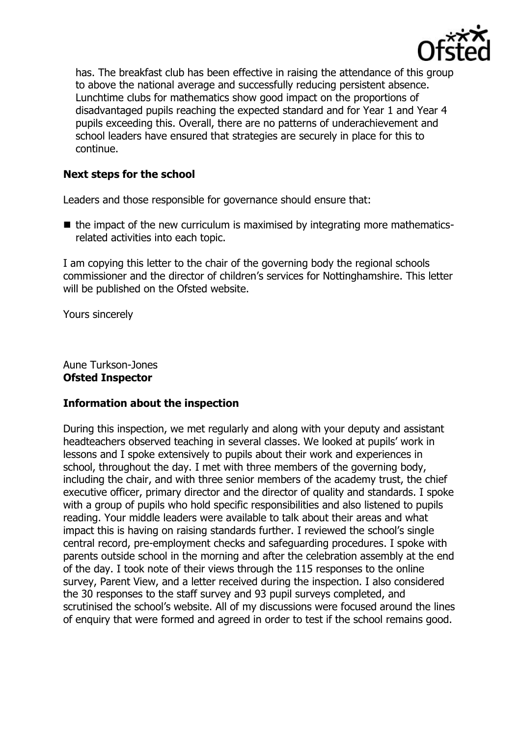has. The breakfast club has been effective in raising the attendance of this group to above the national average and successfully reducing persistent absence. Lunchtime clubs for mathematics show good impact on the proportions of disadvantaged pupils reaching the expected standard and for Year 1 and Year 4 pupils exceeding this. Overall, there are no patterns of underachievement and school leaders have ensured that strategies are securely in place for this to continue.

## Next steps for the school

Leaders and those responsible for governance should ensure that:

- the impact of the new curriculum is maximised by integrating more mathematics-related activities into each topic.

I am copying this letter to the chair of the governing body the regional schools commissioner and the director of children's services for Nottinghamshire. This letter will be published on the Ofsted website.

Yours sincerely

Aune Turkson-Jones
**Ofsted Inspector**

## Information about the inspection

During this inspection, we met regularly and along with your deputy and assistant headteachers observed teaching in several classes. We looked at pupils' work in lessons and I spoke extensively to pupils about their work and experiences in school, throughout the day. I met with three members of the governing body, including the chair, and with three senior members of the academy trust, the chief executive officer, primary director and the director of quality and standards. I spoke with a group of pupils who hold specific responsibilities and also listened to pupils reading. Your middle leaders were available to talk about their areas and what impact this is having on raising standards further. I reviewed the school's single central record, pre-employment checks and safeguarding procedures. I spoke with parents outside school in the morning and after the celebration assembly at the end of the day. I took note of their views through the 115 responses to the online survey, Parent View, and a letter received during the inspection. I also considered the 30 responses to the staff survey and 93 pupil surveys completed, and scrutinised the school's website. All of my discussions were focused around the lines of enquiry that were formed and agreed in order to test if the school remains good.